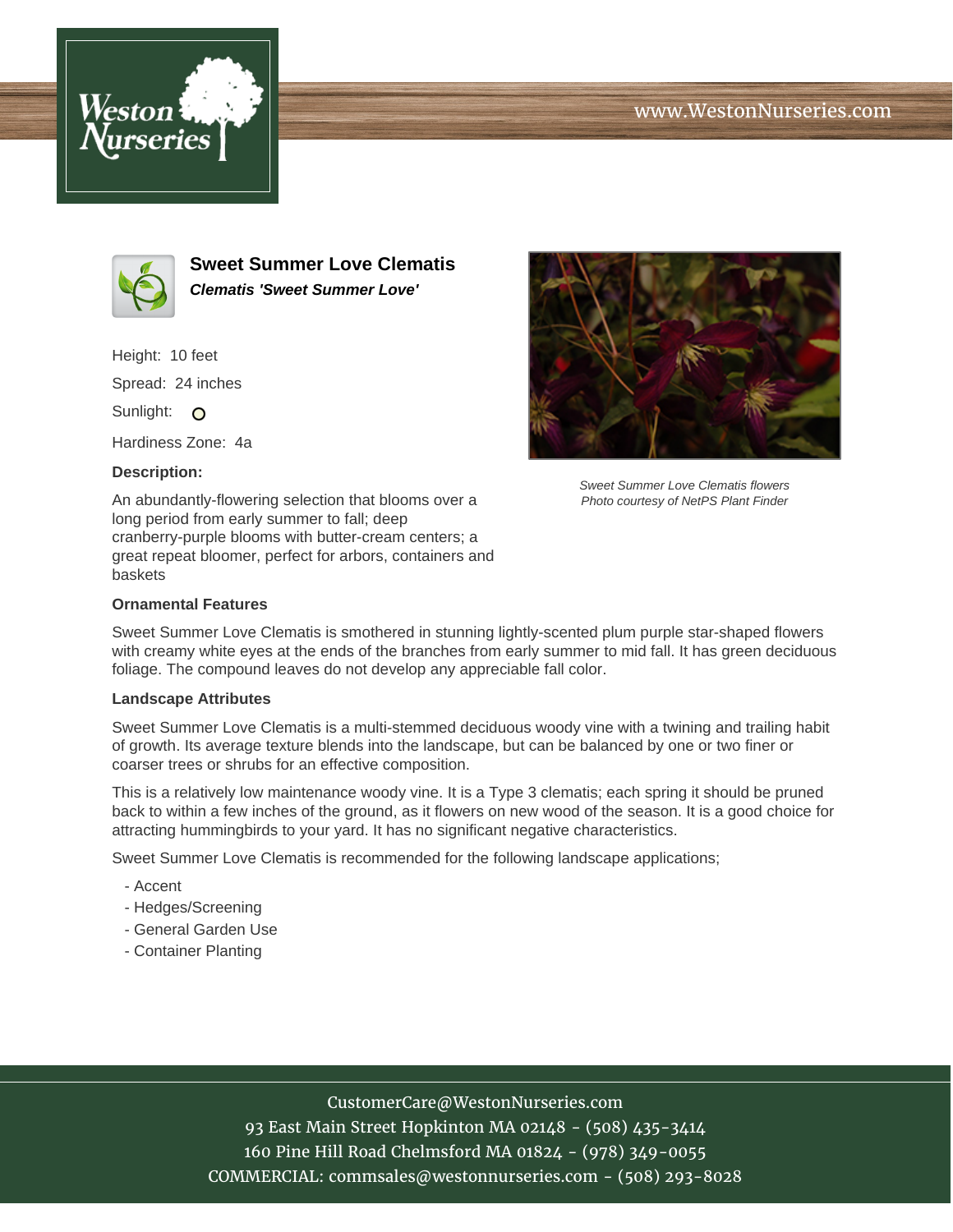www.WestonNurseries.com

## Sweet Summer Love Clematis

***Clematis 'Sweet Summer Love'***

Height: 10 feet

Spread: 24 inches

Sunlight: O

Hardiness Zone: 4a

**Description:**

An abundantly-flowering selection that blooms over a long period from early summer to fall; deep cranberry-purple blooms with butter-cream centers; a great repeat bloomer, perfect for arbors, containers and baskets

*Sweet Summer Love Clematis flowers*
*Photo courtesy of NetPS Plant Finder*

### Ornamental Features

Sweet Summer Love Clematis is smothered in stunning lightly-scented plum purple star-shaped flowers with creamy white eyes at the ends of the branches from early summer to mid fall. It has green deciduous foliage. The compound leaves do not develop any appreciable fall color.

### Landscape Attributes

Sweet Summer Love Clematis is a multi-stemmed deciduous woody vine with a twining and trailing habit of growth. Its average texture blends into the landscape, but can be balanced by one or two finer or coarser trees or shrubs for an effective composition.

This is a relatively low maintenance woody vine. It is a Type 3 clematis; each spring it should be pruned back to within a few inches of the ground, as it flowers on new wood of the season. It is a good choice for attracting hummingbirds to your yard. It has no significant negative characteristics.

Sweet Summer Love Clematis is recommended for the following landscape applications;

- Accent
- Hedges/Screening
- General Garden Use
- Container Planting

CustomerCare@WestonNurseries.com
93 East Main Street Hopkinton MA 02148 - (508) 435-3414
160 Pine Hill Road Chelmsford MA 01824 - (978) 349-0055
COMMERCIAL: commsales@westonnurseries.com - (508) 293-8028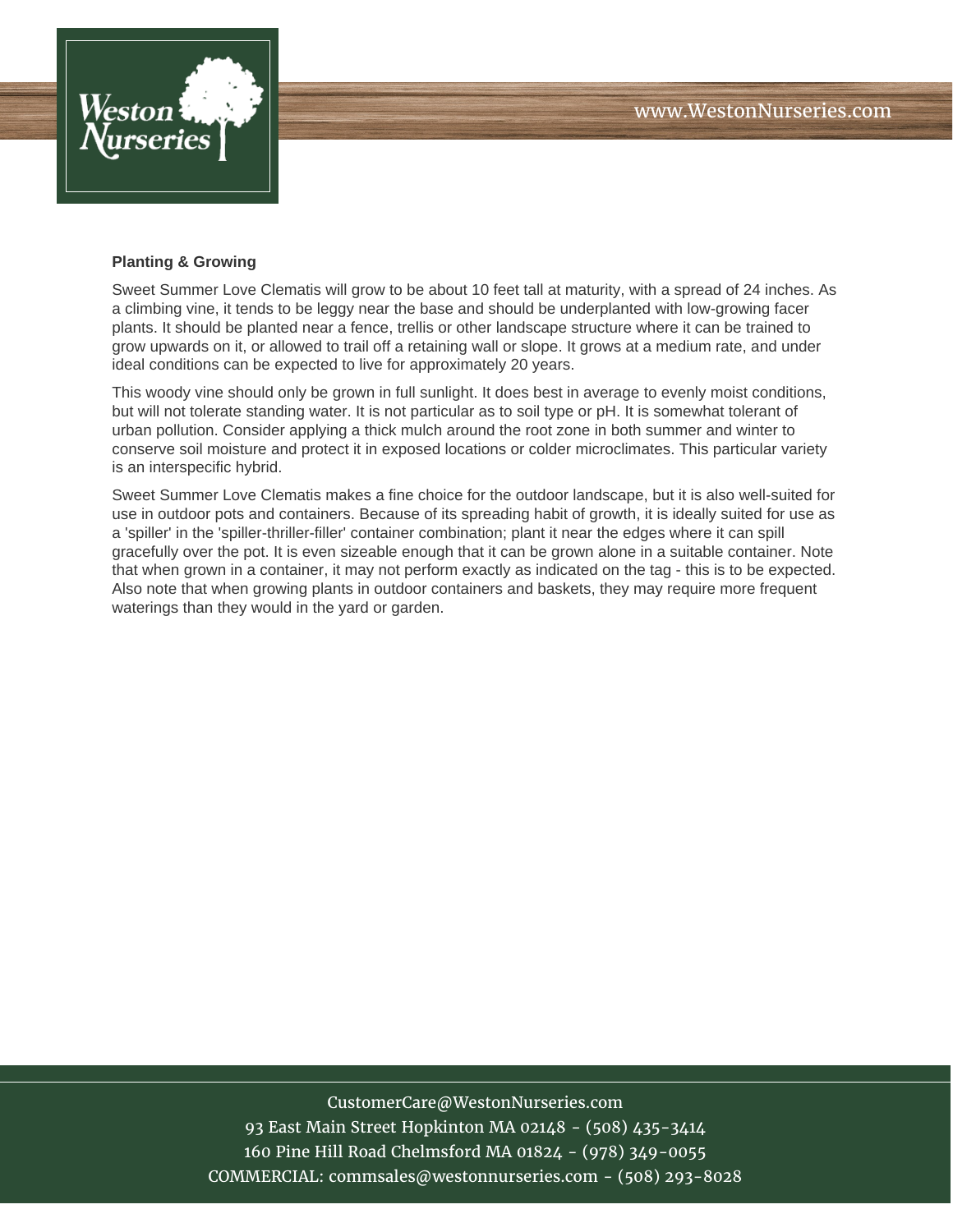**Planting & Growing**

Sweet Summer Love Clematis will grow to be about 10 feet tall at maturity, with a spread of 24 inches. As a climbing vine, it tends to be leggy near the base and should be underplanted with low-growing facer plants. It should be planted near a fence, trellis or other landscape structure where it can be trained to grow upwards on it, or allowed to trail off a retaining wall or slope. It grows at a medium rate, and under ideal conditions can be expected to live for approximately 20 years.

This woody vine should only be grown in full sunlight. It does best in average to evenly moist conditions, but will not tolerate standing water. It is not particular as to soil type or pH. It is somewhat tolerant of urban pollution. Consider applying a thick mulch around the root zone in both summer and winter to conserve soil moisture and protect it in exposed locations or colder microclimates. This particular variety is an interspecific hybrid.

Sweet Summer Love Clematis makes a fine choice for the outdoor landscape, but it is also well-suited for use in outdoor pots and containers. Because of its spreading habit of growth, it is ideally suited for use as a 'spiller' in the 'spiller-thriller-filler' container combination; plant it near the edges where it can spill gracefully over the pot. It is even sizeable enough that it can be grown alone in a suitable container. Note that when grown in a container, it may not perform exactly as indicated on the tag - this is to be expected. Also note that when growing plants in outdoor containers and baskets, they may require more frequent waterings than they would in the yard or garden.